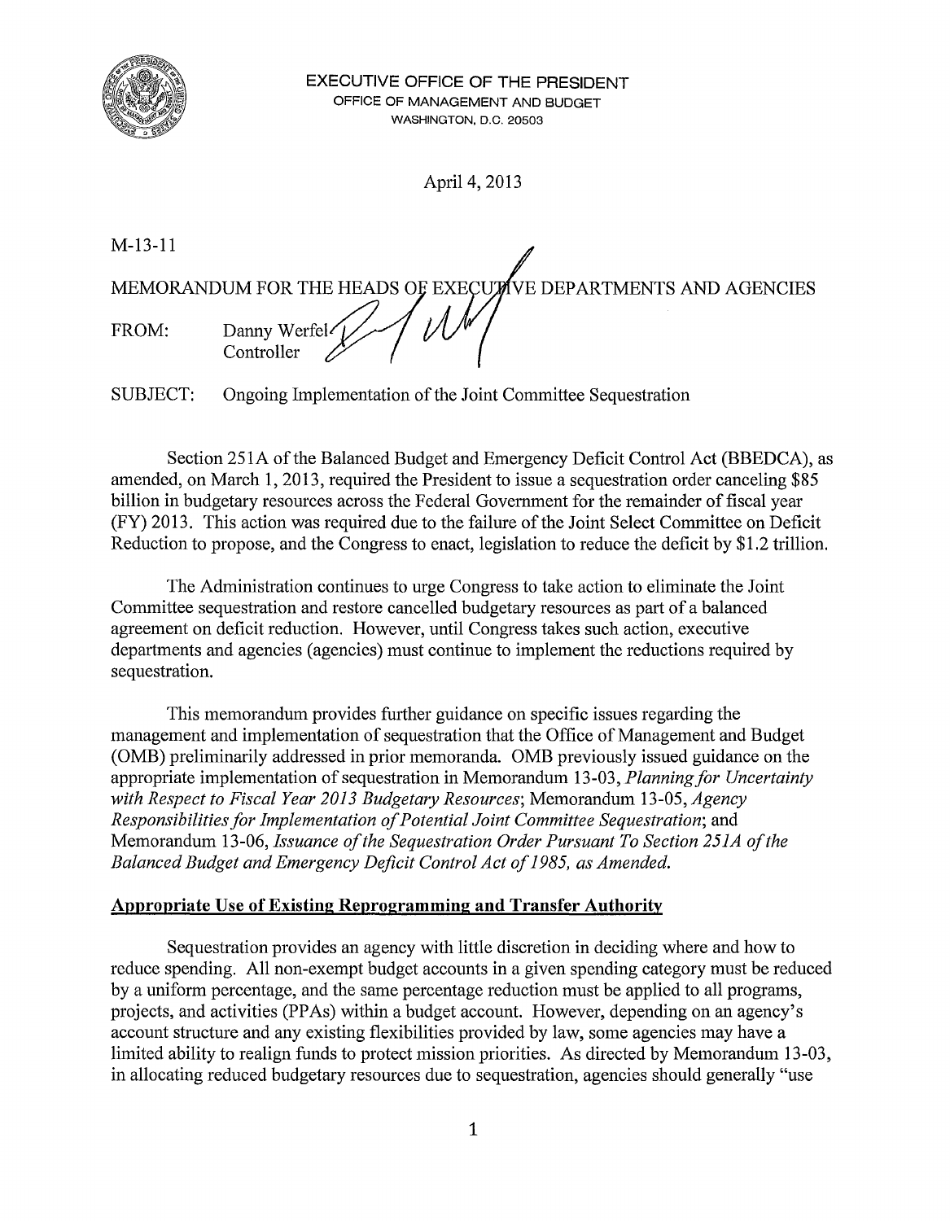EXECUTIVE OFFICE OF THE PRESIDENT
OFFICE OF MANAGEMENT AND BUDGET
WASHINGTON, D.C. 20503

April 4, 2013

M-13-11

MEMORANDUM FOR THE HEADS OF EXECUTIVE DEPARTMENTS AND AGENCIES

FROM: Danny Werfel
Controller

SUBJECT: Ongoing Implementation of the Joint Committee Sequestration

Section 251A of the Balanced Budget and Emergency Deficit Control Act (BBEDCA), as amended, on March 1, 2013, required the President to issue a sequestration order canceling $85 billion in budgetary resources across the Federal Government for the remainder of fiscal year (FY) 2013. This action was required due to the failure of the Joint Select Committee on Deficit Reduction to propose, and the Congress to enact, legislation to reduce the deficit by $1.2 trillion.

The Administration continues to urge Congress to take action to eliminate the Joint Committee sequestration and restore cancelled budgetary resources as part of a balanced agreement on deficit reduction. However, until Congress takes such action, executive departments and agencies (agencies) must continue to implement the reductions required by sequestration.

This memorandum provides further guidance on specific issues regarding the management and implementation of sequestration that the Office of Management and Budget (OMB) preliminarily addressed in prior memoranda. OMB previously issued guidance on the appropriate implementation of sequestration in Memorandum 13-03, *Planning for Uncertainty with Respect to Fiscal Year 2013 Budgetary Resources*; Memorandum 13-05, *Agency Responsibilities for Implementation of Potential Joint Committee Sequestration*; and Memorandum 13-06, *Issuance of the Sequestration Order Pursuant To Section 251A of the Balanced Budget and Emergency Deficit Control Act of 1985, as Amended.*

**Appropriate Use of Existing Reprogramming and Transfer Authority**

Sequestration provides an agency with little discretion in deciding where and how to reduce spending. All non-exempt budget accounts in a given spending category must be reduced by a uniform percentage, and the same percentage reduction must be applied to all programs, projects, and activities (PPAs) within a budget account. However, depending on an agency's account structure and any existing flexibilities provided by law, some agencies may have a limited ability to realign funds to protect mission priorities. As directed by Memorandum 13-03, in allocating reduced budgetary resources due to sequestration, agencies should generally "use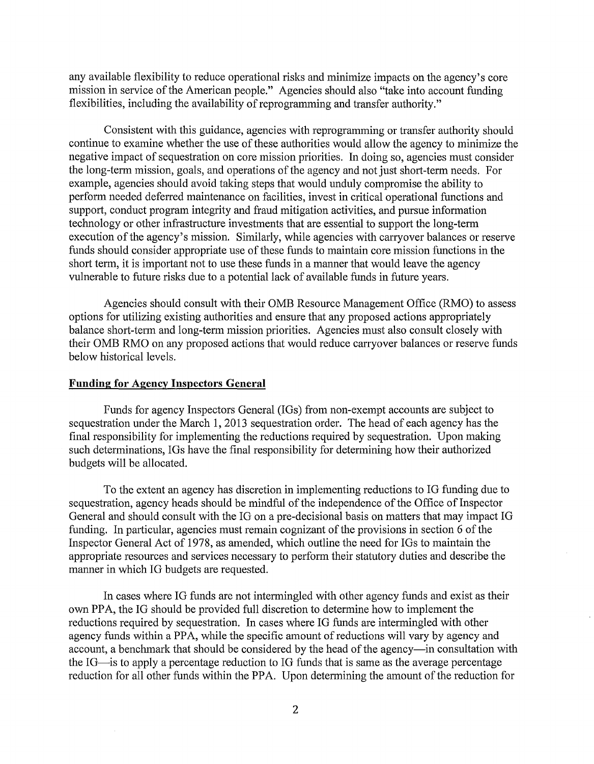any available flexibility to reduce operational risks and minimize impacts on the agency's core mission in service of the American people." Agencies should also "take into account funding flexibilities, including the availability of reprogramming and transfer authority."

Consistent with this guidance, agencies with reprogramming or transfer authority should continue to examine whether the use of these authorities would allow the agency to minimize the negative impact of sequestration on core mission priorities. In doing so, agencies must consider the long-term mission, goals, and operations of the agency and not just short-term needs. For example, agencies should avoid taking steps that would unduly compromise the ability to perform needed deferred maintenance on facilities, invest in critical operational functions and support, conduct program integrity and fraud mitigation activities, and pursue information technology or other infrastructure investments that are essential to support the long-term execution of the agency's mission. Similarly, while agencies with carryover balances or reserve funds should consider appropriate use of these funds to maintain core mission functions in the short term, it is important not to use these funds in a manner that would leave the agency vulnerable to future risks due to a potential lack of available funds in future years.

Agencies should consult with their OMB Resource Management Office (RMO) to assess options for utilizing existing authorities and ensure that any proposed actions appropriately balance short-term and long-term mission priorities. Agencies must also consult closely with their OMB RMO on any proposed actions that would reduce carryover balances or reserve funds below historical levels.

**Funding for Agency Inspectors General**

Funds for agency Inspectors General (IGs) from non-exempt accounts are subject to sequestration under the March 1, 2013 sequestration order. The head of each agency has the final responsibility for implementing the reductions required by sequestration. Upon making such determinations, IGs have the final responsibility for determining how their authorized budgets will be allocated.

To the extent an agency has discretion in implementing reductions to IG funding due to sequestration, agency heads should be mindful of the independence of the Office of Inspector General and should consult with the IG on a pre-decisional basis on matters that may impact IG funding. In particular, agencies must remain cognizant of the provisions in section 6 of the Inspector General Act of 1978, as amended, which outline the need for IGs to maintain the appropriate resources and services necessary to perform their statutory duties and describe the manner in which IG budgets are requested.

In cases where IG funds are not intermingled with other agency funds and exist as their own PPA, the IG should be provided full discretion to determine how to implement the reductions required by sequestration. In cases where IG funds are intermingled with other agency funds within a PPA, while the specific amount of reductions will vary by agency and account, a benchmark that should be considered by the head of the agency—in consultation with the IG—is to apply a percentage reduction to IG funds that is same as the average percentage reduction for all other funds within the PPA. Upon determining the amount of the reduction for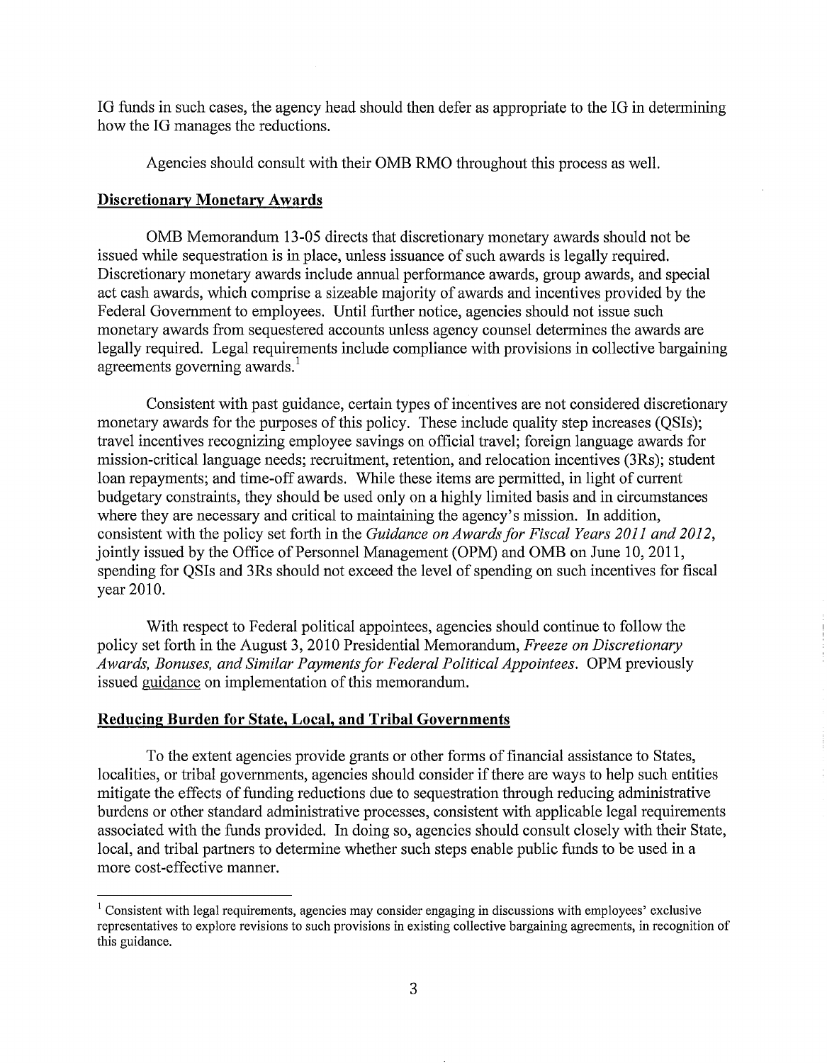IG funds in such cases, the agency head should then defer as appropriate to the IG in determining how the IG manages the reductions.

Agencies should consult with their OMB RMO throughout this process as well.

## Discretionary Monetary Awards

OMB Memorandum 13-05 directs that discretionary monetary awards should not be issued while sequestration is in place, unless issuance of such awards is legally required. Discretionary monetary awards include annual performance awards, group awards, and special act cash awards, which comprise a sizeable majority of awards and incentives provided by the Federal Government to employees. Until further notice, agencies should not issue such monetary awards from sequestered accounts unless agency counsel determines the awards are legally required. Legal requirements include compliance with provisions in collective bargaining agreements governing awards.[1]

Consistent with past guidance, certain types of incentives are not considered discretionary monetary awards for the purposes of this policy. These include quality step increases (QSIs); travel incentives recognizing employee savings on official travel; foreign language awards for mission-critical language needs; recruitment, retention, and relocation incentives (3Rs); student loan repayments; and time-off awards. While these items are permitted, in light of current budgetary constraints, they should be used only on a highly limited basis and in circumstances where they are necessary and critical to maintaining the agency's mission. In addition, consistent with the policy set forth in the *Guidance on Awards for Fiscal Years 2011 and 2012*, jointly issued by the Office of Personnel Management (OPM) and OMB on June 10, 2011, spending for QSIs and 3Rs should not exceed the level of spending on such incentives for fiscal year 2010.

With respect to Federal political appointees, agencies should continue to follow the policy set forth in the August 3, 2010 Presidential Memorandum, *Freeze on Discretionary Awards, Bonuses, and Similar Payments for Federal Political Appointees*. OPM previously issued guidance on implementation of this memorandum.

## Reducing Burden for State, Local, and Tribal Governments

To the extent agencies provide grants or other forms of financial assistance to States, localities, or tribal governments, agencies should consider if there are ways to help such entities mitigate the effects of funding reductions due to sequestration through reducing administrative burdens or other standard administrative processes, consistent with applicable legal requirements associated with the funds provided. In doing so, agencies should consult closely with their State, local, and tribal partners to determine whether such steps enable public funds to be used in a more cost-effective manner.

---

[1] Consistent with legal requirements, agencies may consider engaging in discussions with employees' exclusive representatives to explore revisions to such provisions in existing collective bargaining agreements, in recognition of this guidance.